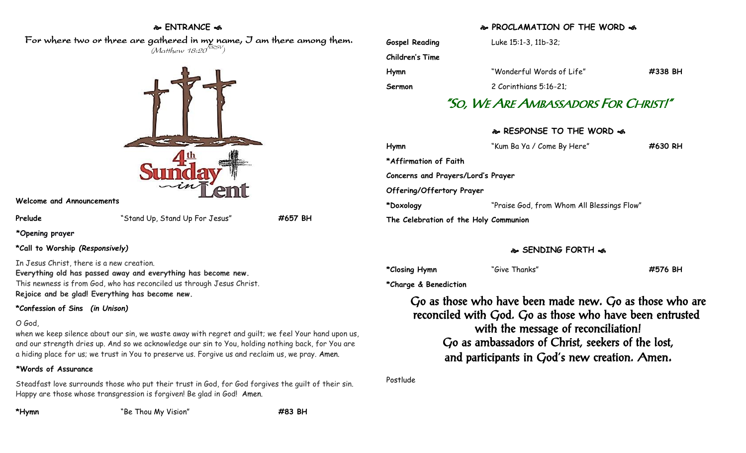## ENTRANCE

*For where two or three are gathered in my name, I am there among them.*
*(Matthew 18:20 NRSV)*

4th Sunday in Lent

**Welcome and Announcements**

**Prelude** "Stand Up, Stand Up For Jesus" **#657 BH**

**\*Opening prayer**

**\*Call to Worship *(Responsively)***

In Jesus Christ, there is a new creation.
**Everything old has passed away and everything has become new.**
This newness is from God, who has reconciled us through Jesus Christ.
**Rejoice and be glad! Everything has become new.**

**\*Confession of Sins *(in Unison)***

O God,
when we keep silence about our sin, we waste away with regret and guilt; we feel Your hand upon us, and our strength dries up. And so we acknowledge our sin to You, holding nothing back, for You are a hiding place for us; we trust in You to preserve us. Forgive us and reclaim us, we pray. Amen.

**\*Words of Assurance**

Steadfast love surrounds those who put their trust in God, for God forgives the guilt of their sin. Happy are those whose transgression is forgiven! Be glad in God! Amen.

**\*Hymn** "Be Thou My Vision" **#83 BH**

## PROCLAMATION OF THE WORD

**Gospel Reading** Luke 15:1-3, 11b-32;

**Children's Time**

**Hymn** "Wonderful Words of Life" **#338 BH**

**Sermon** 2 Corinthians 5:16-21;

### "So, We Are Ambassadors For Christ!"

## RESPONSE TO THE WORD

**Hymn** "Kum Ba Ya / Come By Here" **#630 RH**

**\*Affirmation of Faith**

**Concerns and Prayers/Lord's Prayer**

**Offering/Offertory Prayer**

**\*Doxology** "Praise God, from Whom All Blessings Flow"

**The Celebration of the Holy Communion**

## SENDING FORTH

**\*Closing Hymn** "Give Thanks" **#576 BH**

**\*Charge & Benediction**

Go as those who have been made new. Go as those who are reconciled with God. Go as those who have been entrusted with the message of reconciliation!
Go as ambassadors of Christ, seekers of the lost,
and participants in God's new creation. Amen.

Postlude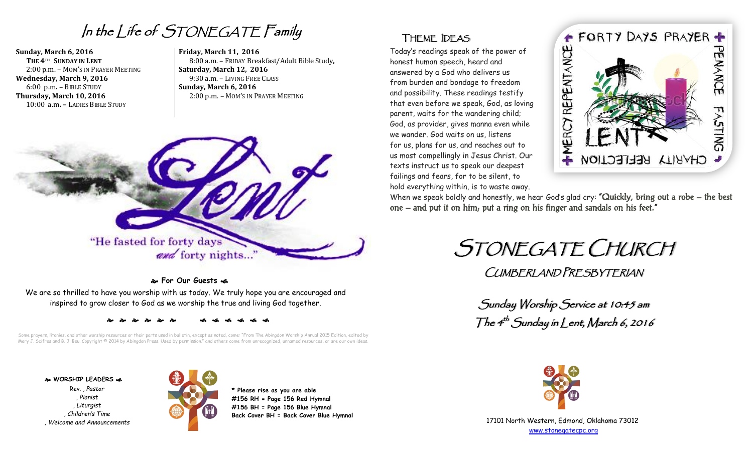# In the Life of STONEGATE Family

**Sunday, March 6, 2016**
**THE 4TH SUNDAY IN LENT**
2:00 p.m. – MOM'S IN PRAYER MEETING
**Wednesday, March 9, 2016**
6:00 p.m. – BIBLE STUDY
**Thursday, March 10, 2016**
10:00 a.m. – LADIES BIBLE STUDY
**Friday, March 11, 2016**
8:00 a.m. – FRIDAY Breakfast/Adult Bible Study,
**Saturday, March 12, 2016**
9:30 a.m. – LIVING FREE CLASS
**Sunday, March 6, 2016**
2:00 p.m. – MOM'S IN PRAYER MEETING

Lent

"He fasted for forty days and forty nights..."

**For Our Guests**

We are so thrilled to have you worship with us today. We truly hope you are encouraged and inspired to grow closer to God as we worship the true and living God together.

Some prayers, litanies, and other worship resources or their parts used in bulletin, except as noted, come: "From The Abingdon Worship Annual 2015 Edition, edited by Mary J. Scifres and B. J. Beu. Copyright © 2014 by Abingdon Press. Used by permission." and others come from unrecognized, unnamed resources, or are our own ideas.

**WORSHIP LEADERS**

Rev. , *Pastor*
, *Pianist*
, *Liturgist*
, *Children's Time*
, *Welcome and Announcements*

**\* Please rise as you are able**
**#156 RH = Page 156 Red Hymnal**
**#156 BH = Page 156 Blue Hymnal**
**Back Cover BH = Back Cover Blue Hymnal**

## THEME IDEAS

Today's readings speak of the power of honest human speech, heard and answered by a God who delivers us from burden and bondage to freedom and possibility. These readings testify that even before we speak, God, as loving parent, waits for the wandering child; God, as provider, gives manna even while we wander. God waits on us, listens for us, plans for us, and reaches out to us most compellingly in Jesus Christ. Our texts instruct us to speak our deepest failings and fears, for to be silent, to hold everything within, is to waste away. When we speak boldly and honestly, we hear God's glad cry: **"Quickly, bring out a robe – the best one – and put it on him; put a ring on his finger and sandals on his feet."**

FORTY DAYS PRAYER ✚ PENANCE FASTING ✚ CHARITY REFLECTION ✚ MERCY REPENTANCE ✚ LENT

# STONEGATE CHURCH

## CUMBERLAND PRESBYTERIAN

*Sunday Worship Service at 10:45 am*
*The 4th Sunday in Lent, March 6, 2016*

17101 North Western, Edmond, Oklahoma 73012
www.stonegatecpc.org